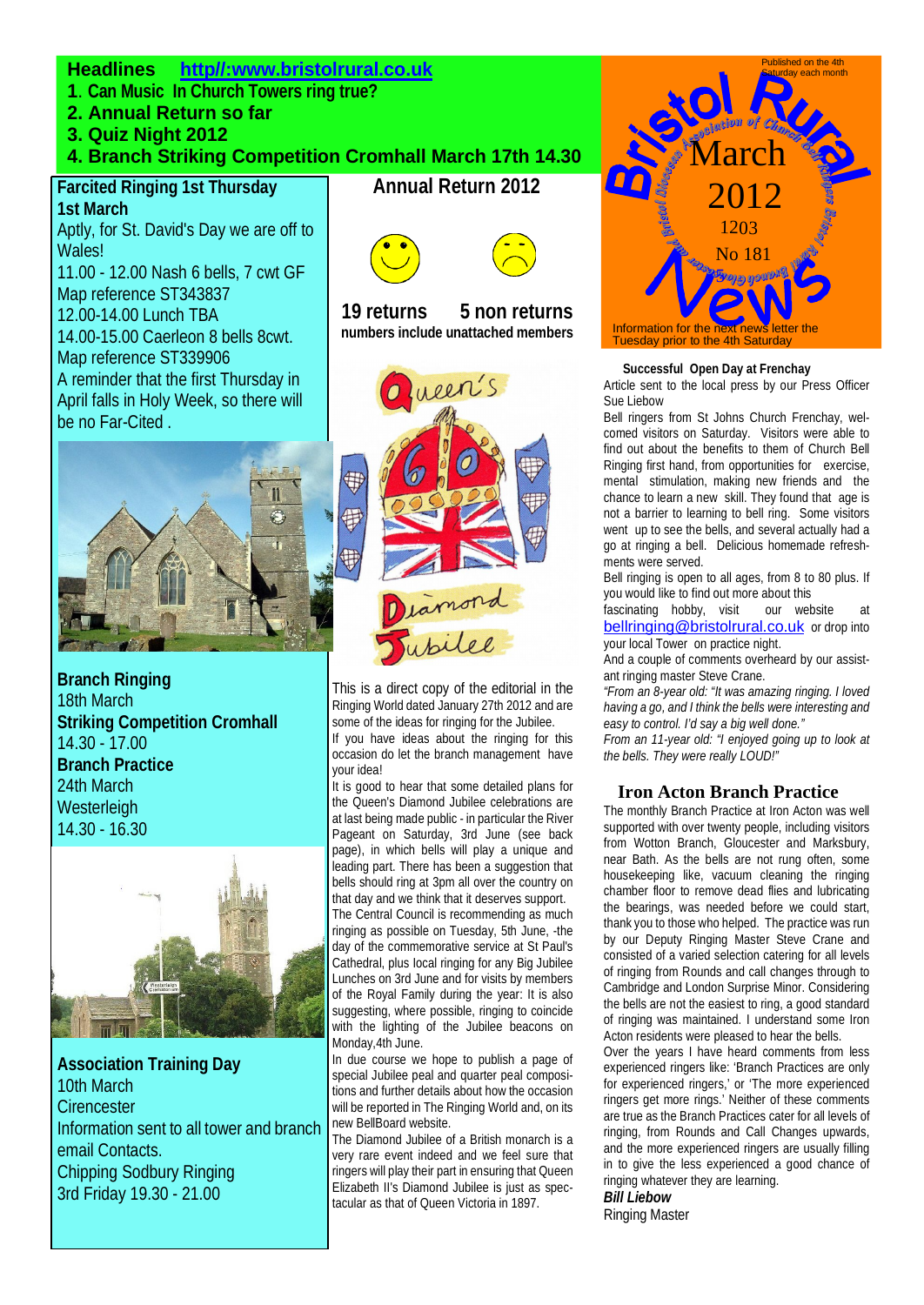**Headlines** http//:www.bristolrural.co.uk

1. Can Music In Church Towers ring true?
2. Annual Return so far
3. Quiz Night 2012
4. Branch Striking Competition Cromhall March 17th 14.30

# Bristol Rural News

Bristol Diocesan Association of Church Bell Ringers Bristol Rural Branch Newsletter

Published on the 4th Saturday each month

March 2012

1203

No 181

Information for the next news letter the Tuesday prior to the 4th Saturday

## Farcited Ringing 1st Thursday

**1st March**

Aptly, for St. David's Day we are off to Wales!

11.00 - 12.00 Nash 6 bells, 7 cwt GF
Map reference ST343837
12.00-14.00 Lunch TBA
14.00-15.00 Caerleon 8 bells 8cwt.
Map reference ST339906

A reminder that the first Thursday in April falls in Holy Week, so there will be no Far-Cited .

**Branch Ringing**
18th March

**Striking Competition Cromhall**
14.30 - 17.00

**Branch Practice**
24th March
Westerleigh
14.30 - 16.30

**Association Training Day**
10th March
Cirencester
Information sent to all tower and branch email Contacts.

Chipping Sodbury Ringing
3rd Friday 19.30 - 21.00

## Annual Return 2012

**19 returns 5 non returns**

**numbers include unattached members**

Queen's 60 Diamond Jubilee

This is a direct copy of the editorial in the Ringing World dated January 27th 2012 and are some of the ideas for ringing for the Jubilee.

If you have ideas about the ringing for this occasion do let the branch management have your idea!

It is good to hear that some detailed plans for the Queen's Diamond Jubilee celebrations are at last being made public - in particular the River Pageant on Saturday, 3rd June (see back page), in which bells will play a unique and leading part. There has been a suggestion that bells should ring at 3pm all over the country on that day and we think that it deserves support.

The Central Council is recommending as much ringing as possible on Tuesday, 5th June, -the day of the commemorative service at St Paul's Cathedral, plus local ringing for any Big Jubilee Lunches on 3rd June and for visits by members of the Royal Family during the year: It is also suggesting, where possible, ringing to coincide with the lighting of the Jubilee beacons on Monday,4th June.

In due course we hope to publish a page of special Jubilee peal and quarter peal compositions and further details about how the occasion will be reported in The Ringing World and, on its new BellBoard website.

The Diamond Jubilee of a British monarch is a very rare event indeed and we feel sure that ringers will play their part in ensuring that Queen Elizabeth II's Diamond Jubilee is just as spectacular as that of Queen Victoria in 1897.

### Successful Open Day at Frenchay

Article sent to the local press by our Press Officer Sue Liebow

Bell ringers from St Johns Church Frenchay, welcomed visitors on Saturday. Visitors were able to find out about the benefits to them of Church Bell Ringing first hand, from opportunities for exercise, mental stimulation, making new friends and the chance to learn a new skill. They found that age is not a barrier to learning to bell ring. Some visitors went up to see the bells, and several actually had a go at ringing a bell. Delicious homemade refreshments were served.

Bell ringing is open to all ages, from 8 to 80 plus. If you would like to find out more about this fascinating hobby, visit our website at bellringing@bristolrural.co.uk or drop into your local Tower on practice night.

And a couple of comments overheard by our assistant ringing master Steve Crane.

*"From an 8-year old: "It was amazing ringing. I loved having a go, and I think the bells were interesting and easy to control. I'd say a big well done."*

*From an 11-year old: "I enjoyed going up to look at the bells. They were really LOUD!"*

## Iron Acton Branch Practice

The monthly Branch Practice at Iron Acton was well supported with over twenty people, including visitors from Wotton Branch, Gloucester and Marksbury, near Bath. As the bells are not rung often, some housekeeping like, vacuum cleaning the ringing chamber floor to remove dead flies and lubricating the bearings, was needed before we could start, thank you to those who helped. The practice was run by our Deputy Ringing Master Steve Crane and consisted of a varied selection catering for all levels of ringing from Rounds and call changes through to Cambridge and London Surprise Minor. Considering the bells are not the easiest to ring, a good standard of ringing was maintained. I understand some Iron Acton residents were pleased to hear the bells.

Over the years I have heard comments from less experienced ringers like: 'Branch Practices are only for experienced ringers,' or 'The more experienced ringers get more rings.' Neither of these comments are true as the Branch Practices cater for all levels of ringing, from Rounds and Call Changes upwards, and the more experienced ringers are usually filling in to give the less experienced a good chance of ringing whatever they are learning.

***Bill Liebow***
Ringing Master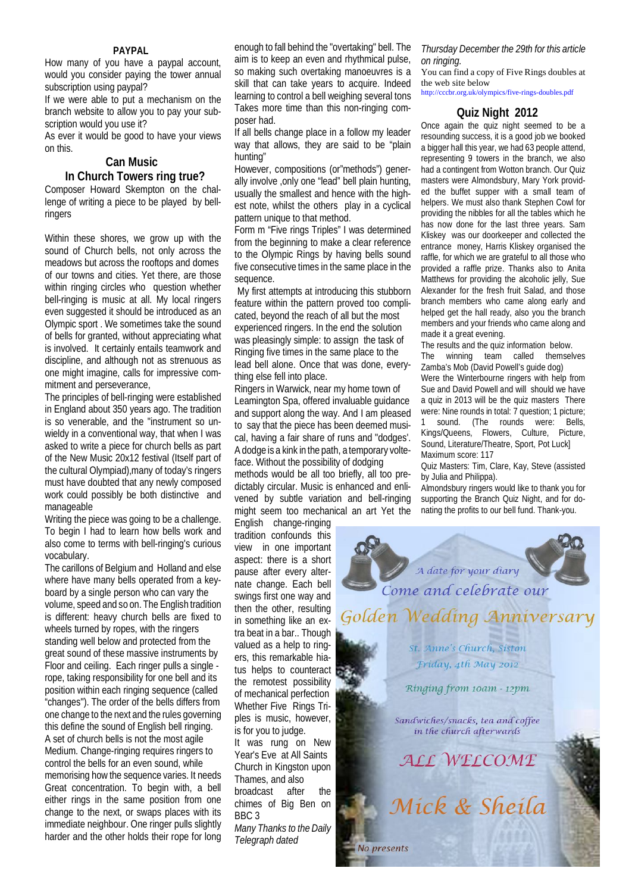## PAYPAL

How many of you have a paypal account, would you consider paying the tower annual subscription using paypal?

If we were able to put a mechanism on the branch website to allow you to pay your subscription would you use it?

As ever it would be good to have your views on this.

## Can Music In Church Towers ring true?

Composer Howard Skempton on the challenge of writing a piece to be played by bellringers

Within these shores, we grow up with the sound of Church bells, not only across the meadows but across the rooftops and domes of our towns and cities. Yet there, are those within ringing circles who question whether bell-ringing is music at all. My local ringers even suggested it should be introduced as an Olympic sport . We sometimes take the sound of bells for granted, without appreciating what is involved. It certainly entails teamwork and discipline, and although not as strenuous as one might imagine, calls for impressive commitment and perseverance,

The principles of bell-ringing were established in England about 350 years ago. The tradition is so venerable, and the "instrument so unwieldy in a conventional way, that when I was asked to write a piece for church bells as part of the New Music 20x12 festival (Itself part of the cultural Olympiad),many of today's ringers must have doubted that any newly composed work could possibly be both distinctive and manageable

Writing the piece was going to be a challenge. To begin I had to learn how bells work and also come to terms with bell-ringing's curious vocabulary.

The carillons of Belgium and Holland and else where have many bells operated from a keyboard by a single person who can vary the volume, speed and so on. The English tradition is different: heavy church bells are fixed to wheels turned by ropes, with the ringers standing well below and protected from the great sound of these massive instruments by Floor and ceiling. Each ringer pulls a single - rope, taking responsibility for one bell and its position within each ringing sequence (called "changes"). The order of the bells differs from one change to the next and the rules governing this define the sound of English bell ringing.

A set of church bells is not the most agile Medium. Change-ringing requires ringers to control the bells for an even sound, while memorising how the sequence varies. It needs Great concentration. To begin with, a bell either rings in the same position from one change to the next, or swaps places with its immediate neighbour. One ringer pulls slightly harder and the other holds their rope for long enough to fall behind the "overtaking" bell. The aim is to keep an even and rhythmical pulse, so making such overtaking manoeuvres is a skill that can take years to acquire. Indeed learning to control a bell weighing several tons Takes more time than this non-ringing composer had.

If all bells change place in a follow my leader way that allows, they are said to be "plain hunting"

However, compositions (or"methods") generally involve ,only one "lead" bell plain hunting, usually the smallest and hence with the highest note, whilst the others play in a cyclical pattern unique to that method.

Form m "Five rings Triples" I was determined from the beginning to make a clear reference to the Olympic Rings by having bells sound five consecutive times in the same place in the sequence.

My first attempts at introducing this stubborn feature within the pattern proved too complicated, beyond the reach of all but the most experienced ringers. In the end the solution was pleasingly simple: to assign the task of Ringing five times in the same place to the lead bell alone. Once that was done, everything else fell into place.

Ringers in Warwick, near my home town of Leamington Spa, offered invaluable guidance and support along the way. And I am pleased to say that the piece has been deemed musical, having a fair share of runs and "dodges'. A dodge is a kink in the path, a temporary volte-face. Without the possibility of dodging methods would be all too briefly, all too predictably circular. Music is enhanced and enlivened by subtle variation and bell-ringing might seem too mechanical an art Yet the English change-ringing tradition confounds this view in one important aspect: there is a short pause after every alternate change. Each bell swings first one way and then the other, resulting in something like an extra beat in a bar.. Though valued as a help to ringers, this remarkable hiatus helps to counteract the remotest possibility of mechanical perfection Whether Five Rings Triples is music, however, is for you to judge.

It was rung on New Year's Eve at All Saints Church in Kingston upon Thames, and also broadcast after the chimes of Big Ben on BBC 3

*Many Thanks to the Daily Telegraph dated Thursday December the 29th for this article on ringing.*

You can find a copy of Five Rings doubles at the web site below

http://cccbr.org.uk/olympics/five-rings-doubles.pdf

## Quiz Night 2012

Once again the quiz night seemed to be a resounding success, it is a good job we booked a bigger hall this year, we had 63 people attend, representing 9 towers in the branch, we also had a contingent from Wotton branch. Our Quiz masters were Almondsbury, Mary York provided the buffet supper with a small team of helpers. We must also thank Stephen Cowl for providing the nibbles for all the tables which he has now done for the last three years. Sam Kliskey was our doorkeeper and collected the entrance money, Harris Kliskey organised the raffle, for which we are grateful to all those who provided a raffle prize. Thanks also to Anita Matthews for providing the alcoholic jelly, Sue Alexander for the fresh fruit Salad, and those branch members who came along early and helped get the hall ready, also you the branch members and your friends who came along and made it a great evening.

The results and the quiz information below.

The winning team called themselves Zamba's Mob (David Powell's guide dog)

Were the Winterbourne ringers with help from Sue and David Powell and will should we have a quiz in 2013 will be the quiz masters There were: Nine rounds in total: 7 question; 1 picture; 1 sound. (The rounds were: Bells, Kings/Queens, Flowers, Culture, Picture, Sound, Literature/Theatre, Sport, Pot Luck]

Maximum score: 117

Quiz Masters: Tim, Clare, Kay, Steve (assisted by Julia and Philippa).

Almondsbury ringers would like to thank you for supporting the Branch Quiz Night, and for donating the profits to our bell fund. Thank-you.

*A date for your diary*

*Come and celebrate our*

*Golden Wedding Anniversary*

*St. Anne's Church, Siston*

*Friday, 4th May 2012*

*Ringing from 10am - 12pm*

*Sandwiches/snacks, tea and coffee in the church afterwards*

*ALL WELCOME*

*Mick & Sheila*

*No presents*